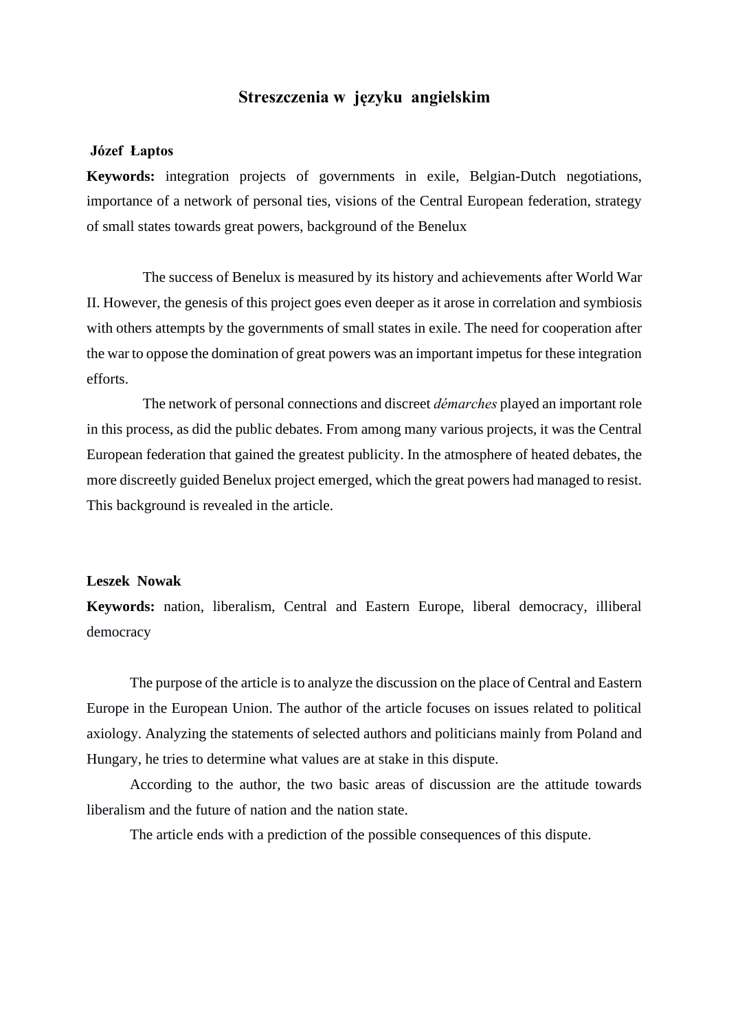# Streszczenia w języku angielskim

**Józef Łaptos**

**Keywords:** integration projects of governments in exile, Belgian-Dutch negotiations, importance of a network of personal ties, visions of the Central European federation, strategy of small states towards great powers, background of the Benelux

The success of Benelux is measured by its history and achievements after World War II. However, the genesis of this project goes even deeper as it arose in correlation and symbiosis with others attempts by the governments of small states in exile. The need for cooperation after the war to oppose the domination of great powers was an important impetus for these integration efforts.

The network of personal connections and discreet *démarches* played an important role in this process, as did the public debates. From among many various projects, it was the Central European federation that gained the greatest publicity. In the atmosphere of heated debates, the more discreetly guided Benelux project emerged, which the great powers had managed to resist. This background is revealed in the article.

**Leszek Nowak**

**Keywords:** nation, liberalism, Central and Eastern Europe, liberal democracy, illiberal democracy

The purpose of the article is to analyze the discussion on the place of Central and Eastern Europe in the European Union. The author of the article focuses on issues related to political axiology. Analyzing the statements of selected authors and politicians mainly from Poland and Hungary, he tries to determine what values are at stake in this dispute.

According to the author, the two basic areas of discussion are the attitude towards liberalism and the future of nation and the nation state.

The article ends with a prediction of the possible consequences of this dispute.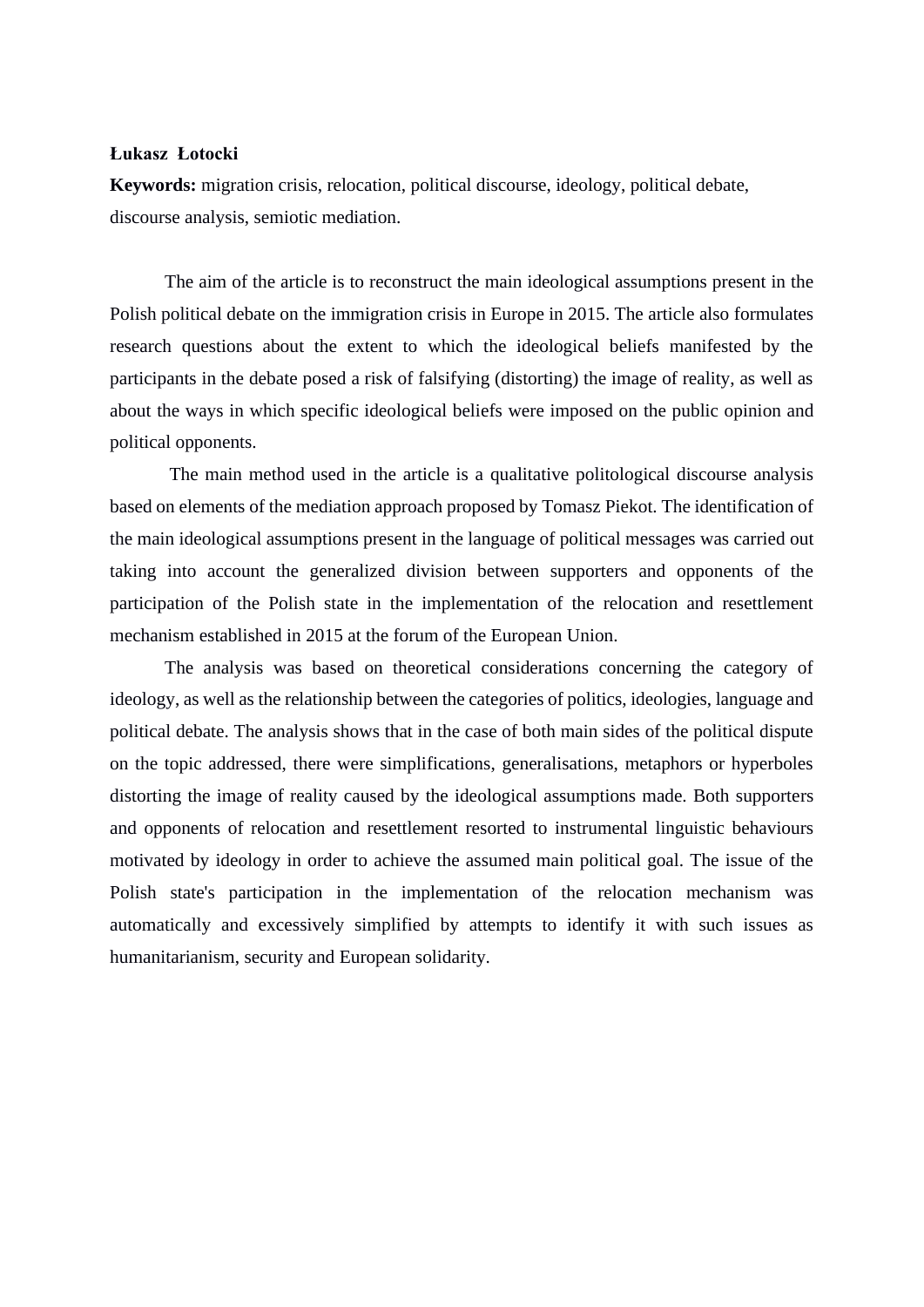**Łukasz Łotocki**

**Keywords:** migration crisis, relocation, political discourse, ideology, political debate, discourse analysis, semiotic mediation.

The aim of the article is to reconstruct the main ideological assumptions present in the Polish political debate on the immigration crisis in Europe in 2015. The article also formulates research questions about the extent to which the ideological beliefs manifested by the participants in the debate posed a risk of falsifying (distorting) the image of reality, as well as about the ways in which specific ideological beliefs were imposed on the public opinion and political opponents.

The main method used in the article is a qualitative politological discourse analysis based on elements of the mediation approach proposed by Tomasz Piekot. The identification of the main ideological assumptions present in the language of political messages was carried out taking into account the generalized division between supporters and opponents of the participation of the Polish state in the implementation of the relocation and resettlement mechanism established in 2015 at the forum of the European Union.

The analysis was based on theoretical considerations concerning the category of ideology, as well as the relationship between the categories of politics, ideologies, language and political debate. The analysis shows that in the case of both main sides of the political dispute on the topic addressed, there were simplifications, generalisations, metaphors or hyperboles distorting the image of reality caused by the ideological assumptions made. Both supporters and opponents of relocation and resettlement resorted to instrumental linguistic behaviours motivated by ideology in order to achieve the assumed main political goal. The issue of the Polish state's participation in the implementation of the relocation mechanism was automatically and excessively simplified by attempts to identify it with such issues as humanitarianism, security and European solidarity.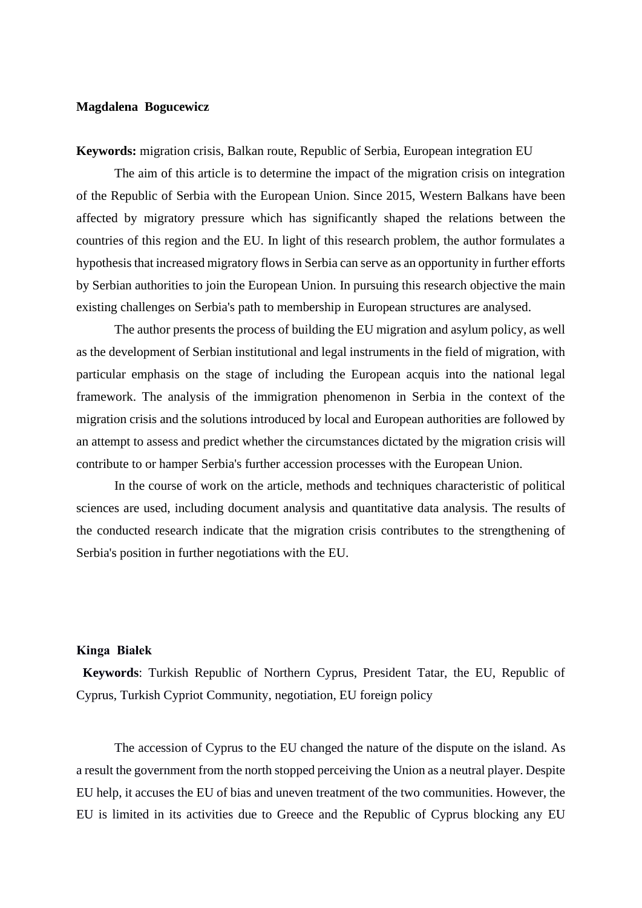**Magdalena Bogucewicz**

**Keywords:** migration crisis, Balkan route, Republic of Serbia, European integration EU

The aim of this article is to determine the impact of the migration crisis on integration of the Republic of Serbia with the European Union. Since 2015, Western Balkans have been affected by migratory pressure which has significantly shaped the relations between the countries of this region and the EU. In light of this research problem, the author formulates a hypothesis that increased migratory flows in Serbia can serve as an opportunity in further efforts by Serbian authorities to join the European Union. In pursuing this research objective the main existing challenges on Serbia's path to membership in European structures are analysed.

The author presents the process of building the EU migration and asylum policy, as well as the development of Serbian institutional and legal instruments in the field of migration, with particular emphasis on the stage of including the European acquis into the national legal framework. The analysis of the immigration phenomenon in Serbia in the context of the migration crisis and the solutions introduced by local and European authorities are followed by an attempt to assess and predict whether the circumstances dictated by the migration crisis will contribute to or hamper Serbia's further accession processes with the European Union.

In the course of work on the article, methods and techniques characteristic of political sciences are used, including document analysis and quantitative data analysis. The results of the conducted research indicate that the migration crisis contributes to the strengthening of Serbia's position in further negotiations with the EU.

**Kinga Białek**

**Keywords**: Turkish Republic of Northern Cyprus, President Tatar, the EU, Republic of Cyprus, Turkish Cypriot Community, negotiation, EU foreign policy

The accession of Cyprus to the EU changed the nature of the dispute on the island. As a result the government from the north stopped perceiving the Union as a neutral player. Despite EU help, it accuses the EU of bias and uneven treatment of the two communities. However, the EU is limited in its activities due to Greece and the Republic of Cyprus blocking any EU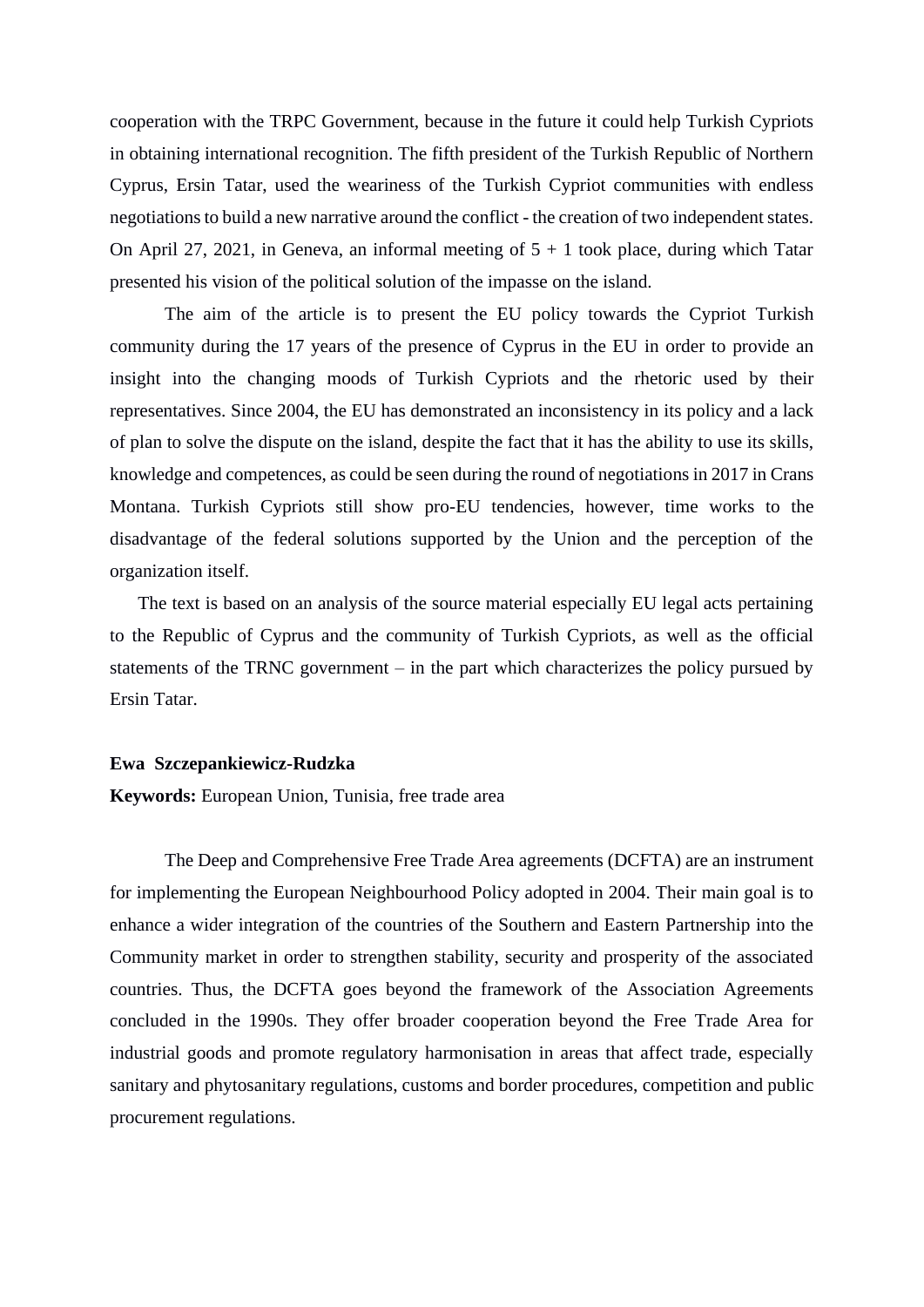cooperation with the TRPC Government, because in the future it could help Turkish Cypriots in obtaining international recognition. The fifth president of the Turkish Republic of Northern Cyprus, Ersin Tatar, used the weariness of the Turkish Cypriot communities with endless negotiations to build a new narrative around the conflict - the creation of two independent states. On April 27, 2021, in Geneva, an informal meeting of 5 + 1 took place, during which Tatar presented his vision of the political solution of the impasse on the island.

The aim of the article is to present the EU policy towards the Cypriot Turkish community during the 17 years of the presence of Cyprus in the EU in order to provide an insight into the changing moods of Turkish Cypriots and the rhetoric used by their representatives. Since 2004, the EU has demonstrated an inconsistency in its policy and a lack of plan to solve the dispute on the island, despite the fact that it has the ability to use its skills, knowledge and competences, as could be seen during the round of negotiations in 2017 in Crans Montana. Turkish Cypriots still show pro-EU tendencies, however, time works to the disadvantage of the federal solutions supported by the Union and the perception of the organization itself.

The text is based on an analysis of the source material especially EU legal acts pertaining to the Republic of Cyprus and the community of Turkish Cypriots, as well as the official statements of the TRNC government – in the part which characterizes the policy pursued by Ersin Tatar.

**Ewa Szczepankiewicz-Rudzka**

**Keywords:** European Union, Tunisia, free trade area

The Deep and Comprehensive Free Trade Area agreements (DCFTA) are an instrument for implementing the European Neighbourhood Policy adopted in 2004. Their main goal is to enhance a wider integration of the countries of the Southern and Eastern Partnership into the Community market in order to strengthen stability, security and prosperity of the associated countries. Thus, the DCFTA goes beyond the framework of the Association Agreements concluded in the 1990s. They offer broader cooperation beyond the Free Trade Area for industrial goods and promote regulatory harmonisation in areas that affect trade, especially sanitary and phytosanitary regulations, customs and border procedures, competition and public procurement regulations.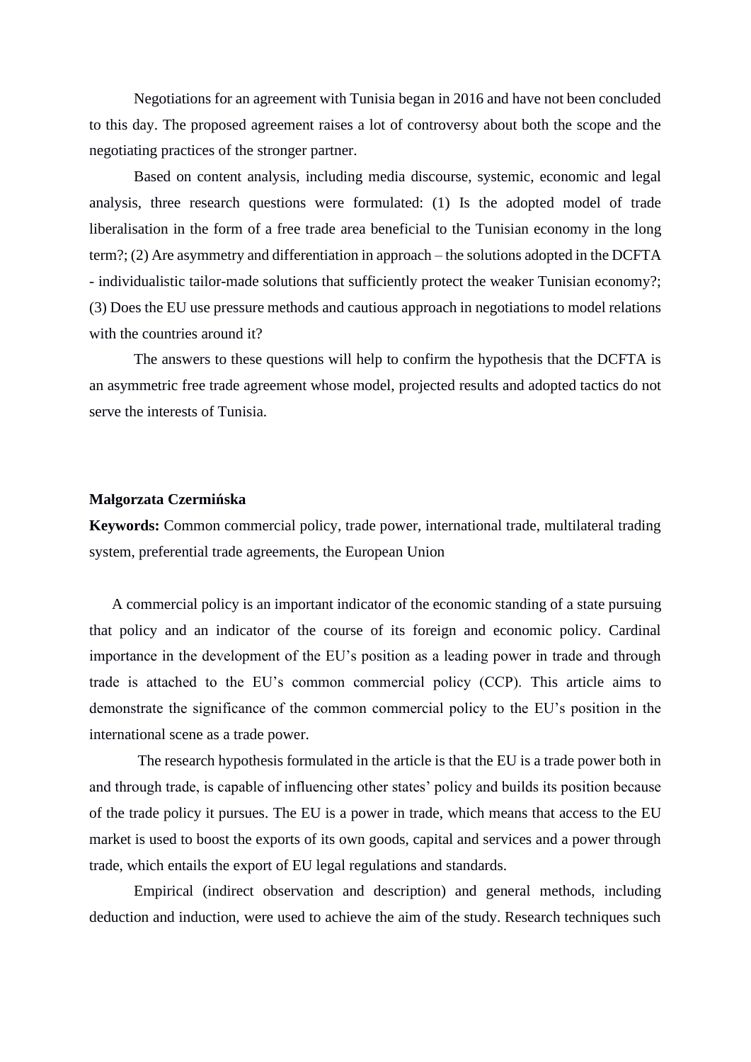Negotiations for an agreement with Tunisia began in 2016 and have not been concluded to this day. The proposed agreement raises a lot of controversy about both the scope and the negotiating practices of the stronger partner.

Based on content analysis, including media discourse, systemic, economic and legal analysis, three research questions were formulated: (1) Is the adopted model of trade liberalisation in the form of a free trade area beneficial to the Tunisian economy in the long term?; (2) Are asymmetry and differentiation in approach – the solutions adopted in the DCFTA - individualistic tailor-made solutions that sufficiently protect the weaker Tunisian economy?; (3) Does the EU use pressure methods and cautious approach in negotiations to model relations with the countries around it?

The answers to these questions will help to confirm the hypothesis that the DCFTA is an asymmetric free trade agreement whose model, projected results and adopted tactics do not serve the interests of Tunisia.

**Małgorzata Czermińska**

**Keywords:** Common commercial policy, trade power, international trade, multilateral trading system, preferential trade agreements, the European Union

A commercial policy is an important indicator of the economic standing of a state pursuing that policy and an indicator of the course of its foreign and economic policy. Cardinal importance in the development of the EU's position as a leading power in trade and through trade is attached to the EU's common commercial policy (CCP). This article aims to demonstrate the significance of the common commercial policy to the EU's position in the international scene as a trade power.

The research hypothesis formulated in the article is that the EU is a trade power both in and through trade, is capable of influencing other states' policy and builds its position because of the trade policy it pursues. The EU is a power in trade, which means that access to the EU market is used to boost the exports of its own goods, capital and services and a power through trade, which entails the export of EU legal regulations and standards.

Empirical (indirect observation and description) and general methods, including deduction and induction, were used to achieve the aim of the study. Research techniques such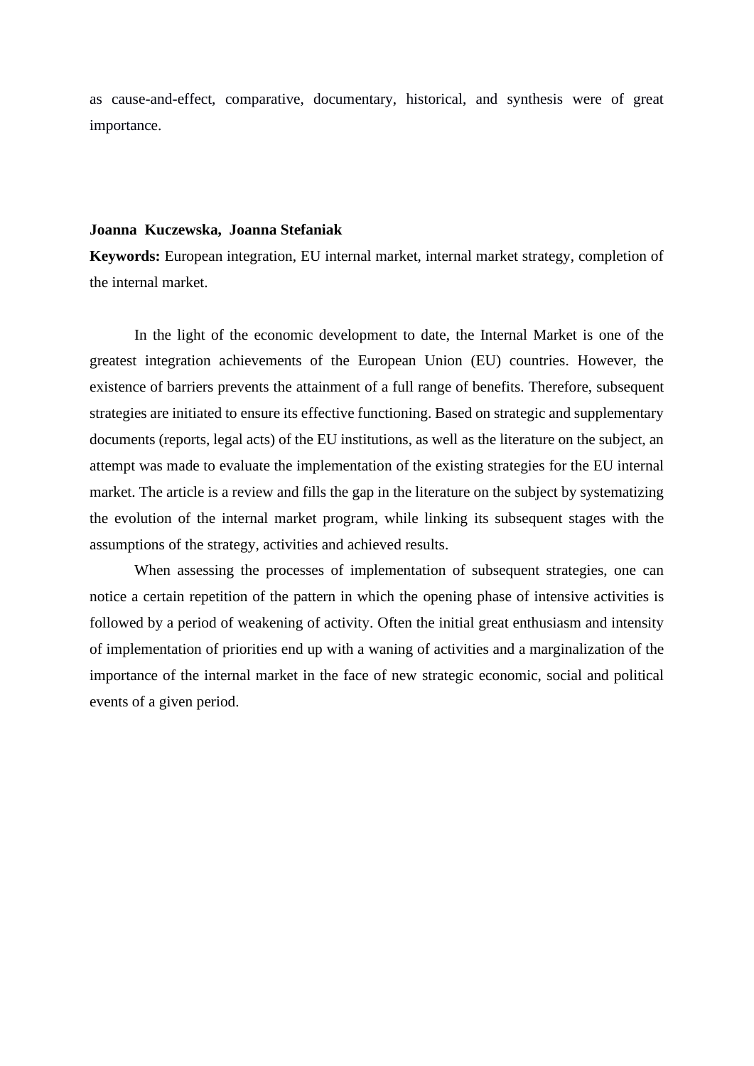as cause-and-effect, comparative, documentary, historical, and synthesis were of great importance.

**Joanna Kuczewska, Joanna Stefaniak**

**Keywords:** European integration, EU internal market, internal market strategy, completion of the internal market.

In the light of the economic development to date, the Internal Market is one of the greatest integration achievements of the European Union (EU) countries. However, the existence of barriers prevents the attainment of a full range of benefits. Therefore, subsequent strategies are initiated to ensure its effective functioning. Based on strategic and supplementary documents (reports, legal acts) of the EU institutions, as well as the literature on the subject, an attempt was made to evaluate the implementation of the existing strategies for the EU internal market. The article is a review and fills the gap in the literature on the subject by systematizing the evolution of the internal market program, while linking its subsequent stages with the assumptions of the strategy, activities and achieved results.

When assessing the processes of implementation of subsequent strategies, one can notice a certain repetition of the pattern in which the opening phase of intensive activities is followed by a period of weakening of activity. Often the initial great enthusiasm and intensity of implementation of priorities end up with a waning of activities and a marginalization of the importance of the internal market in the face of new strategic economic, social and political events of a given period.